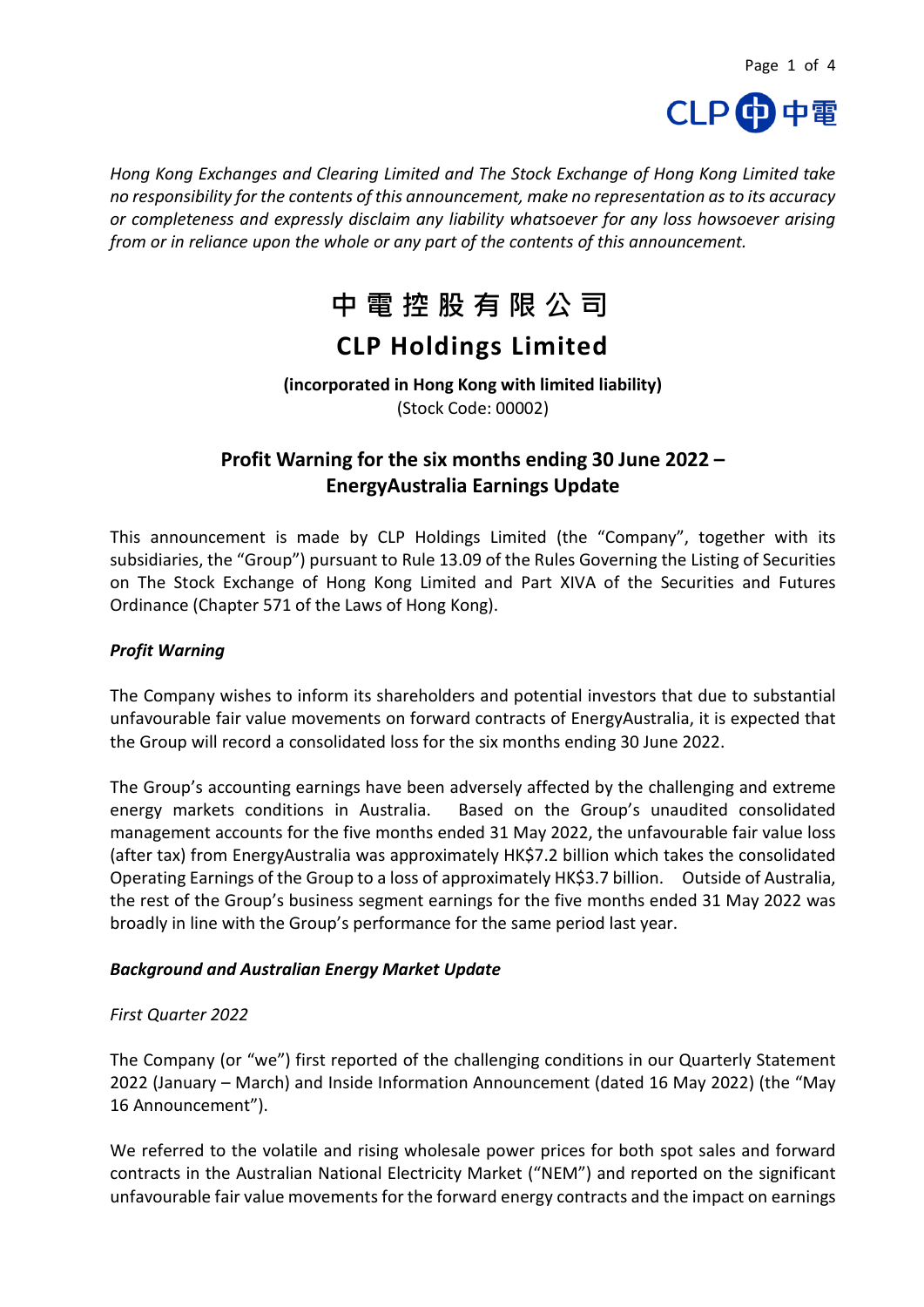*Hong Kong Exchanges and Clearing Limited and The Stock Exchange of Hong Kong Limited take no responsibility for the contents of this announcement, make no representation as to its accuracy or completeness and expressly disclaim any liability whatsoever for any loss howsoever arising from or in reliance upon the whole or any part of the contents of this announcement.*

# 中 電 控 股 有 限 公 司

# CLP Holdings Limited

**(incorporated in Hong Kong with limited liability)**
(Stock Code: 00002)

## Profit Warning for the six months ending 30 June 2022 – EnergyAustralia Earnings Update

This announcement is made by CLP Holdings Limited (the "Company", together with its subsidiaries, the "Group") pursuant to Rule 13.09 of the Rules Governing the Listing of Securities on The Stock Exchange of Hong Kong Limited and Part XIVA of the Securities and Futures Ordinance (Chapter 571 of the Laws of Hong Kong).

***Profit Warning***

The Company wishes to inform its shareholders and potential investors that due to substantial unfavourable fair value movements on forward contracts of EnergyAustralia, it is expected that the Group will record a consolidated loss for the six months ending 30 June 2022.

The Group's accounting earnings have been adversely affected by the challenging and extreme energy markets conditions in Australia. Based on the Group's unaudited consolidated management accounts for the five months ended 31 May 2022, the unfavourable fair value loss (after tax) from EnergyAustralia was approximately HK$7.2 billion which takes the consolidated Operating Earnings of the Group to a loss of approximately HK$3.7 billion. Outside of Australia, the rest of the Group's business segment earnings for the five months ended 31 May 2022 was broadly in line with the Group's performance for the same period last year.

***Background and Australian Energy Market Update***

*First Quarter 2022*

The Company (or "we") first reported of the challenging conditions in our Quarterly Statement 2022 (January – March) and Inside Information Announcement (dated 16 May 2022) (the "May 16 Announcement").

We referred to the volatile and rising wholesale power prices for both spot sales and forward contracts in the Australian National Electricity Market ("NEM") and reported on the significant unfavourable fair value movements for the forward energy contracts and the impact on earnings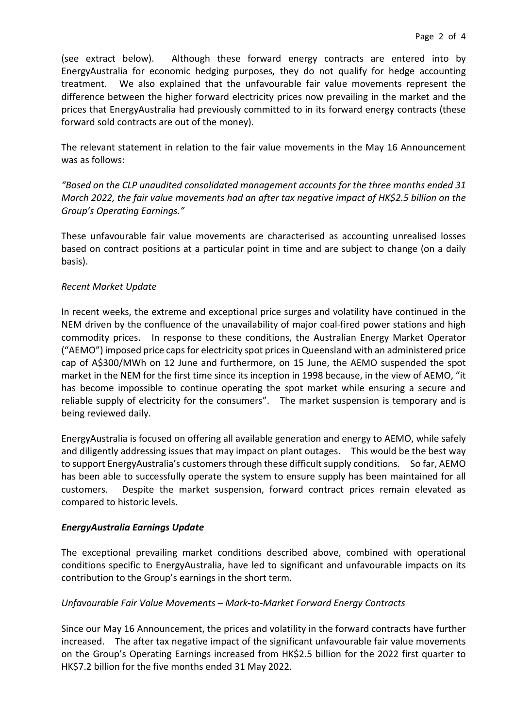(see extract below). Although these forward energy contracts are entered into by EnergyAustralia for economic hedging purposes, they do not qualify for hedge accounting treatment. We also explained that the unfavourable fair value movements represent the difference between the higher forward electricity prices now prevailing in the market and the prices that EnergyAustralia had previously committed to in its forward energy contracts (these forward sold contracts are out of the money).

The relevant statement in relation to the fair value movements in the May 16 Announcement was as follows:

*"Based on the CLP unaudited consolidated management accounts for the three months ended 31 March 2022, the fair value movements had an after tax negative impact of HK$2.5 billion on the Group's Operating Earnings."*

These unfavourable fair value movements are characterised as accounting unrealised losses based on contract positions at a particular point in time and are subject to change (on a daily basis).

*Recent Market Update*

In recent weeks, the extreme and exceptional price surges and volatility have continued in the NEM driven by the confluence of the unavailability of major coal-fired power stations and high commodity prices. In response to these conditions, the Australian Energy Market Operator ("AEMO") imposed price caps for electricity spot prices in Queensland with an administered price cap of A$300/MWh on 12 June and furthermore, on 15 June, the AEMO suspended the spot market in the NEM for the first time since its inception in 1998 because, in the view of AEMO, "it has become impossible to continue operating the spot market while ensuring a secure and reliable supply of electricity for the consumers". The market suspension is temporary and is being reviewed daily.

EnergyAustralia is focused on offering all available generation and energy to AEMO, while safely and diligently addressing issues that may impact on plant outages. This would be the best way to support EnergyAustralia's customers through these difficult supply conditions. So far, AEMO has been able to successfully operate the system to ensure supply has been maintained for all customers. Despite the market suspension, forward contract prices remain elevated as compared to historic levels.

***EnergyAustralia Earnings Update***

The exceptional prevailing market conditions described above, combined with operational conditions specific to EnergyAustralia, have led to significant and unfavourable impacts on its contribution to the Group's earnings in the short term.

*Unfavourable Fair Value Movements – Mark-to-Market Forward Energy Contracts*

Since our May 16 Announcement, the prices and volatility in the forward contracts have further increased. The after tax negative impact of the significant unfavourable fair value movements on the Group's Operating Earnings increased from HK$2.5 billion for the 2022 first quarter to HK$7.2 billion for the five months ended 31 May 2022.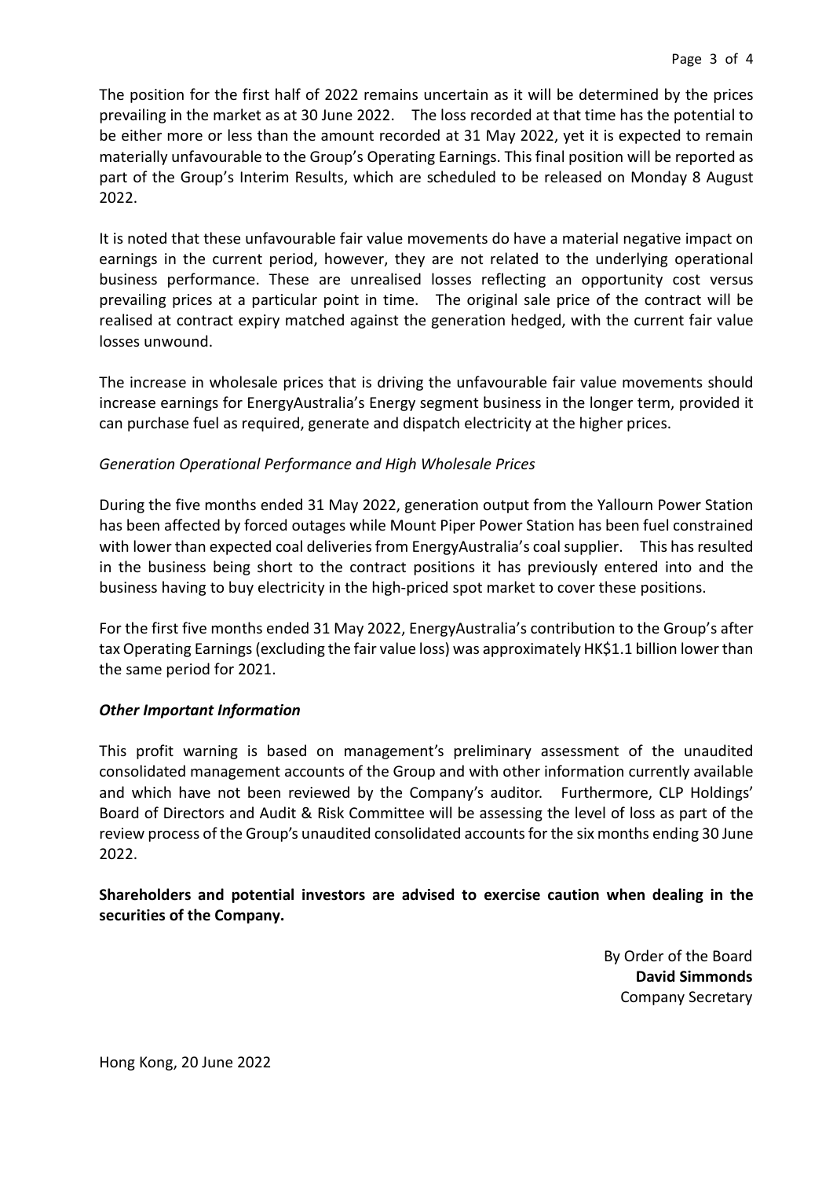The position for the first half of 2022 remains uncertain as it will be determined by the prices prevailing in the market as at 30 June 2022. The loss recorded at that time has the potential to be either more or less than the amount recorded at 31 May 2022, yet it is expected to remain materially unfavourable to the Group's Operating Earnings. This final position will be reported as part of the Group's Interim Results, which are scheduled to be released on Monday 8 August 2022.

It is noted that these unfavourable fair value movements do have a material negative impact on earnings in the current period, however, they are not related to the underlying operational business performance. These are unrealised losses reflecting an opportunity cost versus prevailing prices at a particular point in time. The original sale price of the contract will be realised at contract expiry matched against the generation hedged, with the current fair value losses unwound.

The increase in wholesale prices that is driving the unfavourable fair value movements should increase earnings for EnergyAustralia's Energy segment business in the longer term, provided it can purchase fuel as required, generate and dispatch electricity at the higher prices.

*Generation Operational Performance and High Wholesale Prices*

During the five months ended 31 May 2022, generation output from the Yallourn Power Station has been affected by forced outages while Mount Piper Power Station has been fuel constrained with lower than expected coal deliveries from EnergyAustralia's coal supplier. This has resulted in the business being short to the contract positions it has previously entered into and the business having to buy electricity in the high-priced spot market to cover these positions.

For the first five months ended 31 May 2022, EnergyAustralia's contribution to the Group's after tax Operating Earnings (excluding the fair value loss) was approximately HK$1.1 billion lower than the same period for 2021.

***Other Important Information***

This profit warning is based on management's preliminary assessment of the unaudited consolidated management accounts of the Group and with other information currently available and which have not been reviewed by the Company's auditor. Furthermore, CLP Holdings' Board of Directors and Audit & Risk Committee will be assessing the level of loss as part of the review process of the Group's unaudited consolidated accounts for the six months ending 30 June 2022.

**Shareholders and potential investors are advised to exercise caution when dealing in the securities of the Company.**

By Order of the Board
**David Simmonds**
Company Secretary

Hong Kong, 20 June 2022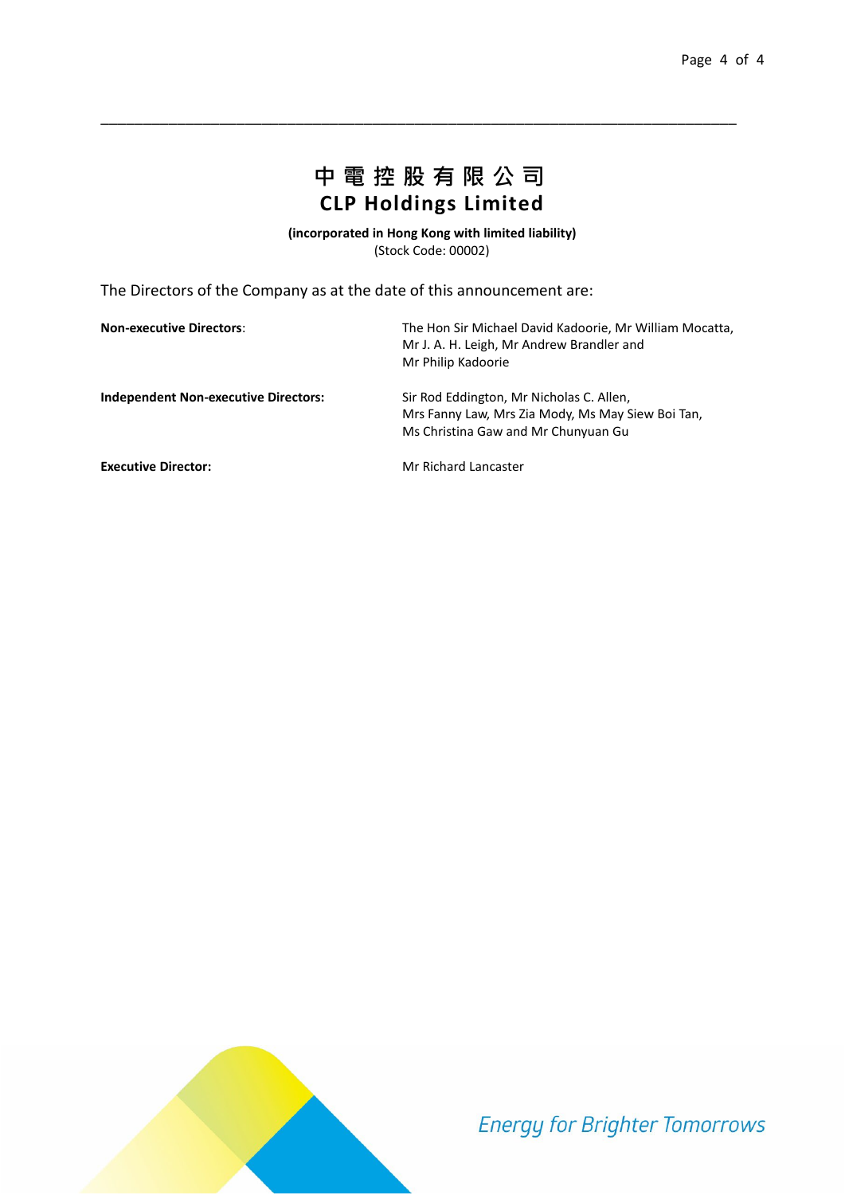# 中 電 控 股 有 限 公 司
# CLP Holdings Limited

**(incorporated in Hong Kong with limited liability)**
(Stock Code: 00002)

The Directors of the Company as at the date of this announcement are:

| | |
|---|---|
| **Non-executive Directors**: | The Hon Sir Michael David Kadoorie, Mr William Mocatta, Mr J. A. H. Leigh, Mr Andrew Brandler and Mr Philip Kadoorie |
| **Independent Non-executive Directors:** | Sir Rod Eddington, Mr Nicholas C. Allen, Mrs Fanny Law, Mrs Zia Mody, Ms May Siew Boi Tan, Ms Christina Gaw and Mr Chunyuan Gu |
| **Executive Director:** | Mr Richard Lancaster |

*Energy for Brighter Tomorrows*